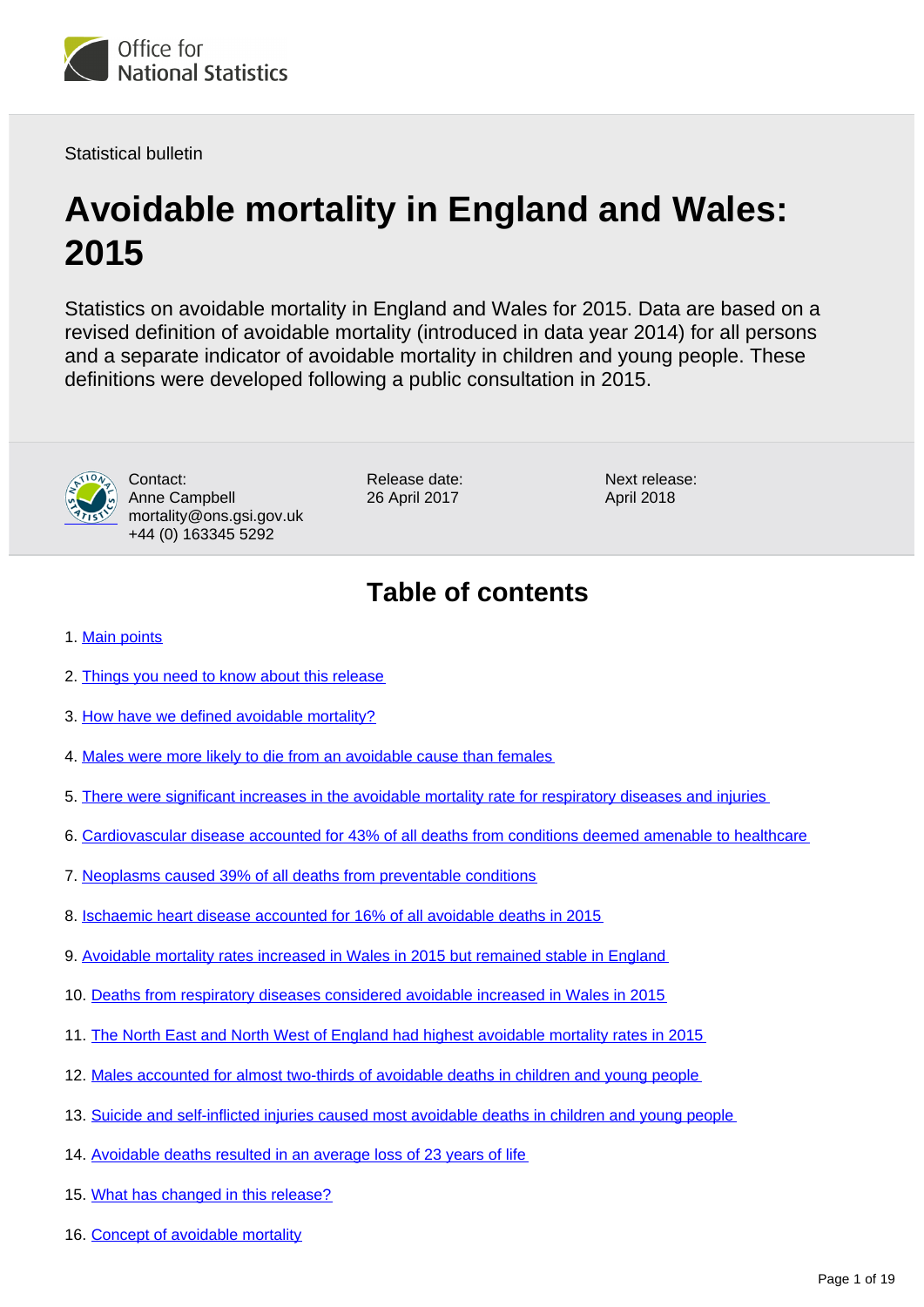Office for National Statistics

Statistical bulletin

# Avoidable mortality in England and Wales: 2015

Statistics on avoidable mortality in England and Wales for 2015. Data are based on a revised definition of avoidable mortality (introduced in data year 2014) for all persons and a separate indicator of avoidable mortality in children and young people. These definitions were developed following a public consultation in 2015.

Contact:
Anne Campbell
mortality@ons.gsi.gov.uk
+44 (0) 163345 5292

Release date:
26 April 2017

Next release:
April 2018

## Table of contents

1. Main points
2. Things you need to know about this release
3. How have we defined avoidable mortality?
4. Males were more likely to die from an avoidable cause than females
5. There were significant increases in the avoidable mortality rate for respiratory diseases and injuries
6. Cardiovascular disease accounted for 43% of all deaths from conditions deemed amenable to healthcare
7. Neoplasms caused 39% of all deaths from preventable conditions
8. Ischaemic heart disease accounted for 16% of all avoidable deaths in 2015
9. Avoidable mortality rates increased in Wales in 2015 but remained stable in England
10. Deaths from respiratory diseases considered avoidable increased in Wales in 2015
11. The North East and North West of England had highest avoidable mortality rates in 2015
12. Males accounted for almost two-thirds of avoidable deaths in children and young people
13. Suicide and self-inflicted injuries caused most avoidable deaths in children and young people
14. Avoidable deaths resulted in an average loss of 23 years of life
15. What has changed in this release?
16. Concept of avoidable mortality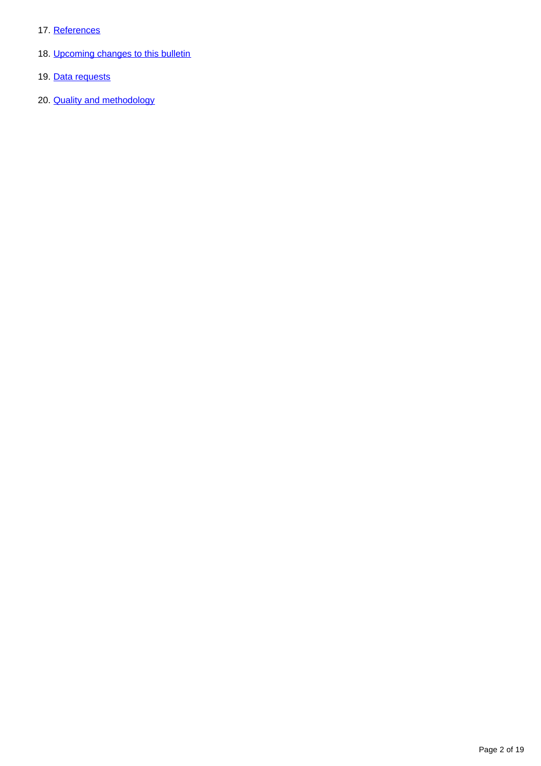17. [References]()

18. [Upcoming changes to this bulletin]()

19. [Data requests]()

20. [Quality and methodology]()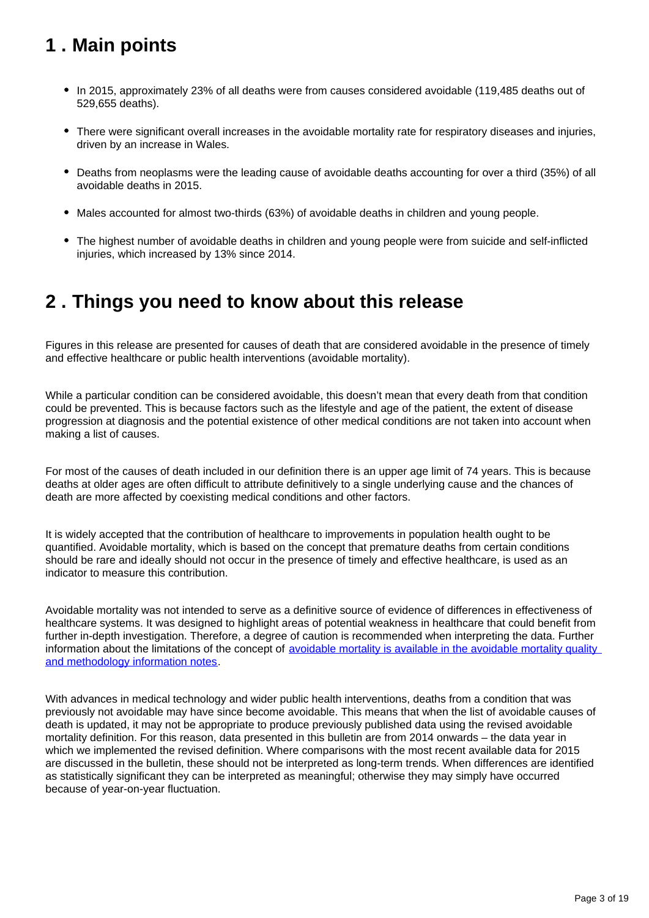## 1 . Main points

- In 2015, approximately 23% of all deaths were from causes considered avoidable (119,485 deaths out of 529,655 deaths).
- There were significant overall increases in the avoidable mortality rate for respiratory diseases and injuries, driven by an increase in Wales.
- Deaths from neoplasms were the leading cause of avoidable deaths accounting for over a third (35%) of all avoidable deaths in 2015.
- Males accounted for almost two-thirds (63%) of avoidable deaths in children and young people.
- The highest number of avoidable deaths in children and young people were from suicide and self-inflicted injuries, which increased by 13% since 2014.

## 2 . Things you need to know about this release

Figures in this release are presented for causes of death that are considered avoidable in the presence of timely and effective healthcare or public health interventions (avoidable mortality).

While a particular condition can be considered avoidable, this doesn't mean that every death from that condition could be prevented. This is because factors such as the lifestyle and age of the patient, the extent of disease progression at diagnosis and the potential existence of other medical conditions are not taken into account when making a list of causes.

For most of the causes of death included in our definition there is an upper age limit of 74 years. This is because deaths at older ages are often difficult to attribute definitively to a single underlying cause and the chances of death are more affected by coexisting medical conditions and other factors.

It is widely accepted that the contribution of healthcare to improvements in population health ought to be quantified. Avoidable mortality, which is based on the concept that premature deaths from certain conditions should be rare and ideally should not occur in the presence of timely and effective healthcare, is used as an indicator to measure this contribution.

Avoidable mortality was not intended to serve as a definitive source of evidence of differences in effectiveness of healthcare systems. It was designed to highlight areas of potential weakness in healthcare that could benefit from further in-depth investigation. Therefore, a degree of caution is recommended when interpreting the data. Further information about the limitations of the concept of [avoidable mortality is available in the avoidable mortality quality and methodology information notes](#).

With advances in medical technology and wider public health interventions, deaths from a condition that was previously not avoidable may have since become avoidable. This means that when the list of avoidable causes of death is updated, it may not be appropriate to produce previously published data using the revised avoidable mortality definition. For this reason, data presented in this bulletin are from 2014 onwards – the data year in which we implemented the revised definition. Where comparisons with the most recent available data for 2015 are discussed in the bulletin, these should not be interpreted as long-term trends. When differences are identified as statistically significant they can be interpreted as meaningful; otherwise they may simply have occurred because of year-on-year fluctuation.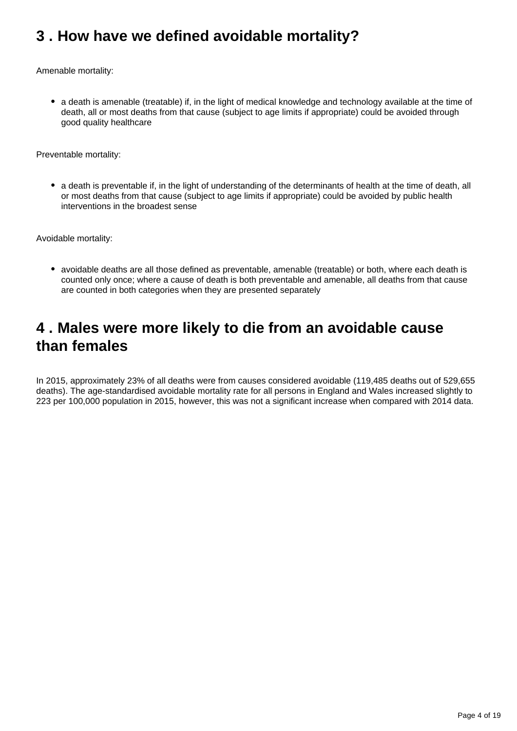## 3 . How have we defined avoidable mortality?

Amenable mortality:

- a death is amenable (treatable) if, in the light of medical knowledge and technology available at the time of death, all or most deaths from that cause (subject to age limits if appropriate) could be avoided through good quality healthcare

Preventable mortality:

- a death is preventable if, in the light of understanding of the determinants of health at the time of death, all or most deaths from that cause (subject to age limits if appropriate) could be avoided by public health interventions in the broadest sense

Avoidable mortality:

- avoidable deaths are all those defined as preventable, amenable (treatable) or both, where each death is counted only once; where a cause of death is both preventable and amenable, all deaths from that cause are counted in both categories when they are presented separately

## 4 . Males were more likely to die from an avoidable cause than females

In 2015, approximately 23% of all deaths were from causes considered avoidable (119,485 deaths out of 529,655 deaths). The age-standardised avoidable mortality rate for all persons in England and Wales increased slightly to 223 per 100,000 population in 2015, however, this was not a significant increase when compared with 2014 data.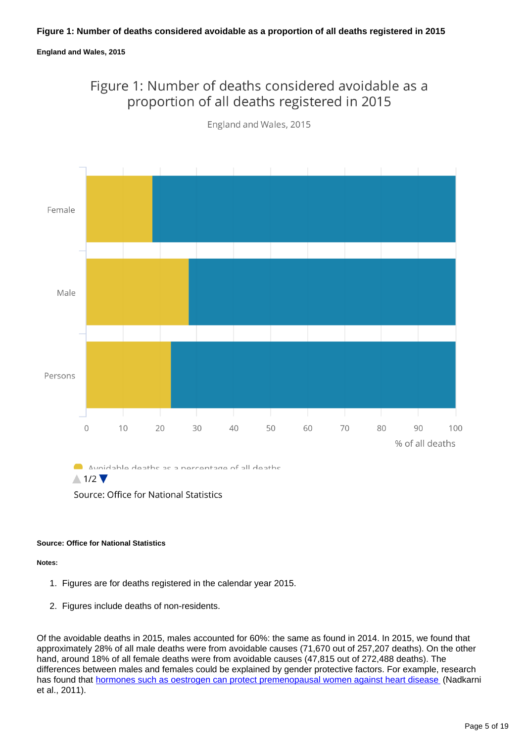**Figure 1: Number of deaths considered avoidable as a proportion of all deaths registered in 2015**

**England and Wales, 2015**

**Source: Office for National Statistics**

**Notes:**

1. Figures are for deaths registered in the calendar year 2015.
2. Figures include deaths of non-residents.

Of the avoidable deaths in 2015, males accounted for 60%: the same as found in 2014. In 2015, we found that approximately 28% of all male deaths were from avoidable causes (71,670 out of 257,207 deaths). On the other hand, around 18% of all female deaths were from avoidable causes (47,815 out of 272,488 deaths). The differences between males and females could be explained by gender protective factors. For example, research has found that [hormones such as oestrogen can protect premenopausal women against heart disease](#) (Nadkarni et al., 2011).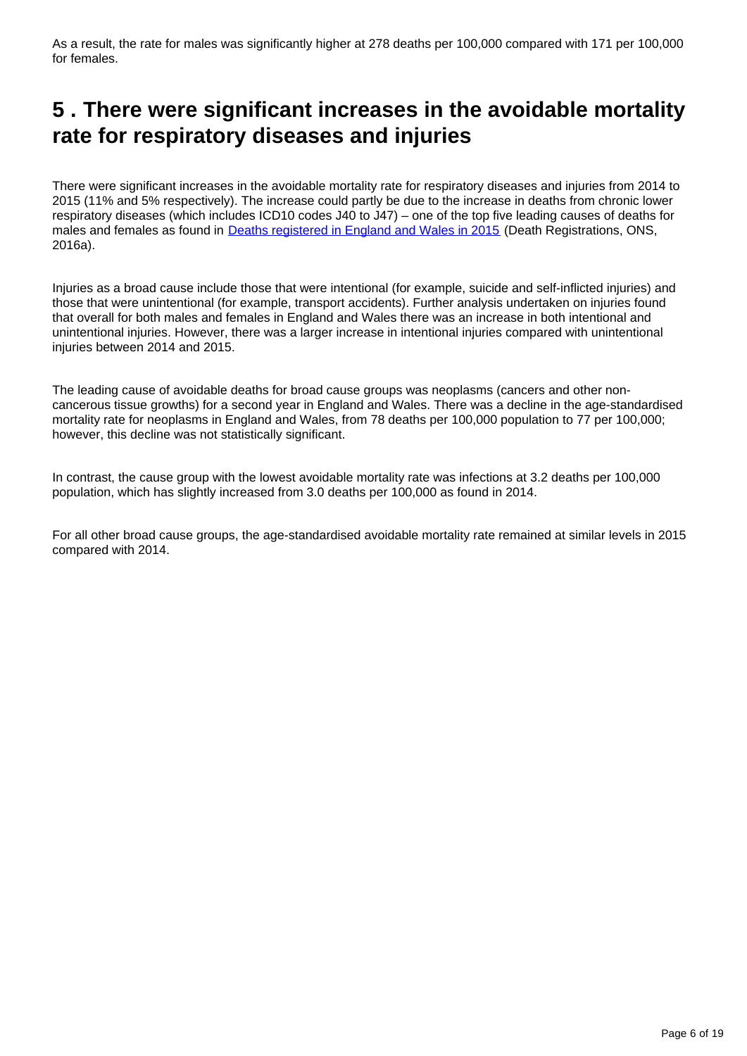As a result, the rate for males was significantly higher at 278 deaths per 100,000 compared with 171 per 100,000 for females.

## 5 . There were significant increases in the avoidable mortality rate for respiratory diseases and injuries

There were significant increases in the avoidable mortality rate for respiratory diseases and injuries from 2014 to 2015 (11% and 5% respectively). The increase could partly be due to the increase in deaths from chronic lower respiratory diseases (which includes ICD10 codes J40 to J47) – one of the top five leading causes of deaths for males and females as found in [Deaths registered in England and Wales in 2015](#) (Death Registrations, ONS, 2016a).

Injuries as a broad cause include those that were intentional (for example, suicide and self-inflicted injuries) and those that were unintentional (for example, transport accidents). Further analysis undertaken on injuries found that overall for both males and females in England and Wales there was an increase in both intentional and unintentional injuries. However, there was a larger increase in intentional injuries compared with unintentional injuries between 2014 and 2015.

The leading cause of avoidable deaths for broad cause groups was neoplasms (cancers and other non-cancerous tissue growths) for a second year in England and Wales. There was a decline in the age-standardised mortality rate for neoplasms in England and Wales, from 78 deaths per 100,000 population to 77 per 100,000; however, this decline was not statistically significant.

In contrast, the cause group with the lowest avoidable mortality rate was infections at 3.2 deaths per 100,000 population, which has slightly increased from 3.0 deaths per 100,000 as found in 2014.

For all other broad cause groups, the age-standardised avoidable mortality rate remained at similar levels in 2015 compared with 2014.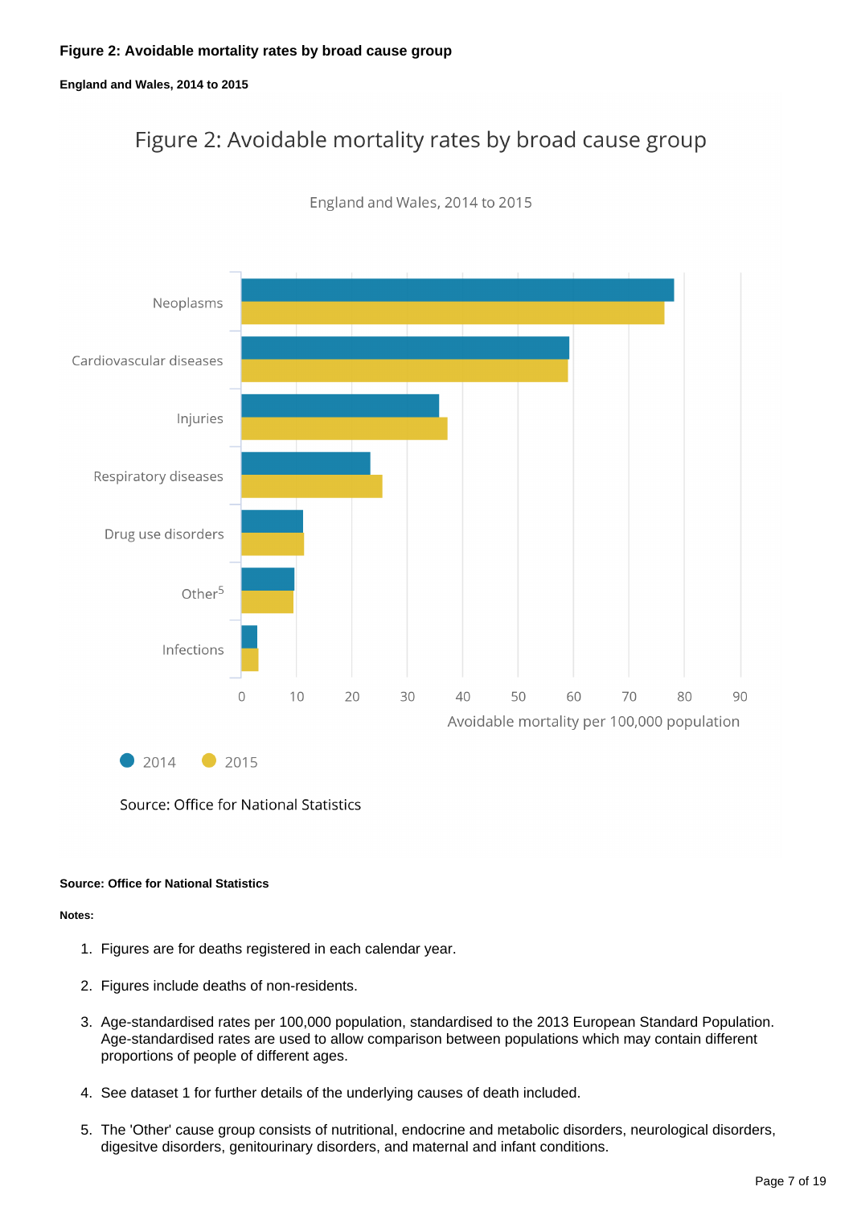### Figure 2: Avoidable mortality rates by broad cause group

#### England and Wales, 2014 to 2015

Figure 2: Avoidable mortality rates by broad cause group

England and Wales, 2014 to 2015

Neoplasms

Cardiovascular diseases

Injuries

Respiratory diseases

Drug use disorders

Other[5]

Infections

0 10 20 30 40 50 60 70 80 90

Avoidable mortality per 100,000 population

2014 2015

Source: Office for National Statistics

**Source: Office for National Statistics**

**Notes:**

1. Figures are for deaths registered in each calendar year.
2. Figures include deaths of non-residents.
3. Age-standardised rates per 100,000 population, standardised to the 2013 European Standard Population. Age-standardised rates are used to allow comparison between populations which may contain different proportions of people of different ages.
4. See dataset 1 for further details of the underlying causes of death included.
5. The 'Other' cause group consists of nutritional, endocrine and metabolic disorders, neurological disorders, digesitve disorders, genitourinary disorders, and maternal and infant conditions.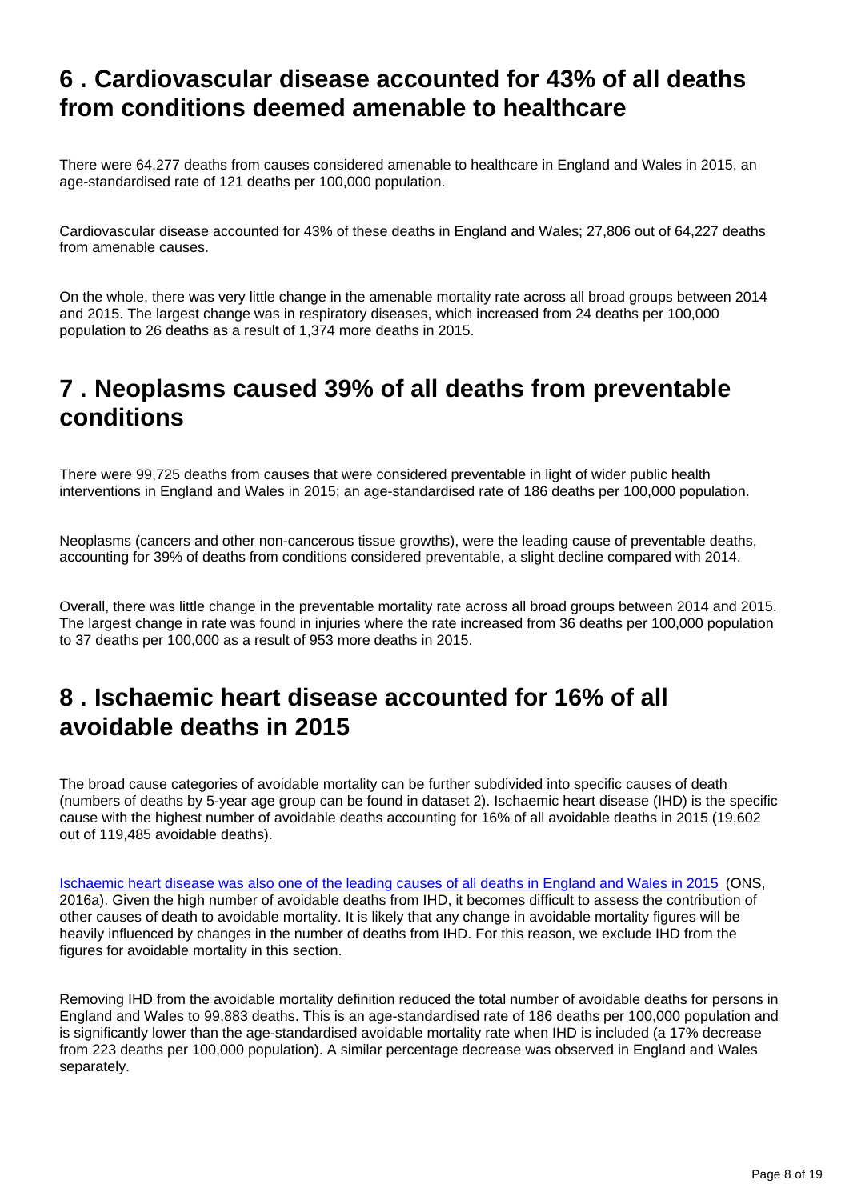## 6 . Cardiovascular disease accounted for 43% of all deaths from conditions deemed amenable to healthcare

There were 64,277 deaths from causes considered amenable to healthcare in England and Wales in 2015, an age-standardised rate of 121 deaths per 100,000 population.

Cardiovascular disease accounted for 43% of these deaths in England and Wales; 27,806 out of 64,227 deaths from amenable causes.

On the whole, there was very little change in the amenable mortality rate across all broad groups between 2014 and 2015. The largest change was in respiratory diseases, which increased from 24 deaths per 100,000 population to 26 deaths as a result of 1,374 more deaths in 2015.

## 7 . Neoplasms caused 39% of all deaths from preventable conditions

There were 99,725 deaths from causes that were considered preventable in light of wider public health interventions in England and Wales in 2015; an age-standardised rate of 186 deaths per 100,000 population.

Neoplasms (cancers and other non-cancerous tissue growths), were the leading cause of preventable deaths, accounting for 39% of deaths from conditions considered preventable, a slight decline compared with 2014.

Overall, there was little change in the preventable mortality rate across all broad groups between 2014 and 2015. The largest change in rate was found in injuries where the rate increased from 36 deaths per 100,000 population to 37 deaths per 100,000 as a result of 953 more deaths in 2015.

## 8 . Ischaemic heart disease accounted for 16% of all avoidable deaths in 2015

The broad cause categories of avoidable mortality can be further subdivided into specific causes of death (numbers of deaths by 5-year age group can be found in dataset 2). Ischaemic heart disease (IHD) is the specific cause with the highest number of avoidable deaths accounting for 16% of all avoidable deaths in 2015 (19,602 out of 119,485 avoidable deaths).

Ischaemic heart disease was also one of the leading causes of all deaths in England and Wales in 2015 (ONS, 2016a). Given the high number of avoidable deaths from IHD, it becomes difficult to assess the contribution of other causes of death to avoidable mortality. It is likely that any change in avoidable mortality figures will be heavily influenced by changes in the number of deaths from IHD. For this reason, we exclude IHD from the figures for avoidable mortality in this section.

Removing IHD from the avoidable mortality definition reduced the total number of avoidable deaths for persons in England and Wales to 99,883 deaths. This is an age-standardised rate of 186 deaths per 100,000 population and is significantly lower than the age-standardised avoidable mortality rate when IHD is included (a 17% decrease from 223 deaths per 100,000 population). A similar percentage decrease was observed in England and Wales separately.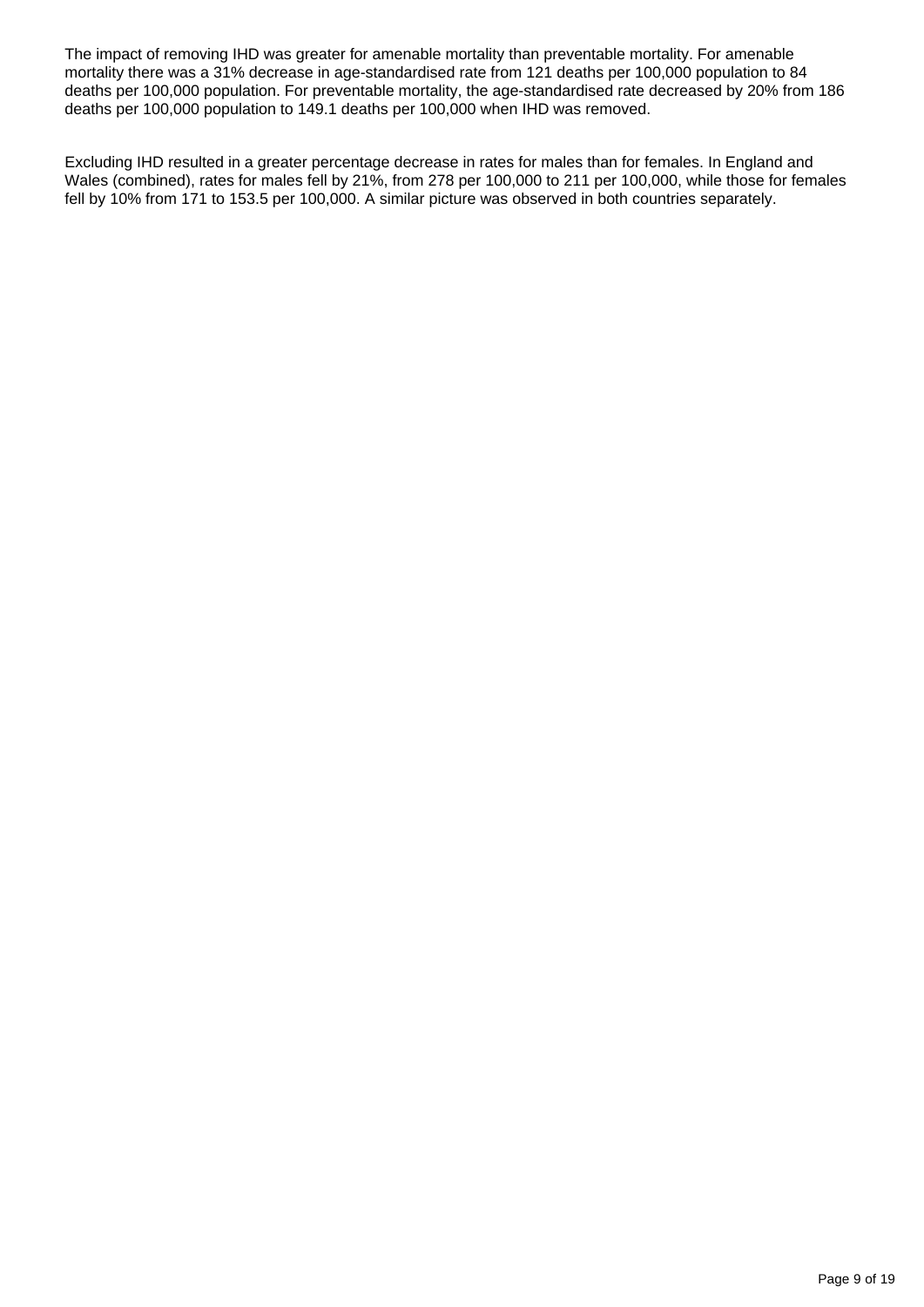The impact of removing IHD was greater for amenable mortality than preventable mortality. For amenable mortality there was a 31% decrease in age-standardised rate from 121 deaths per 100,000 population to 84 deaths per 100,000 population. For preventable mortality, the age-standardised rate decreased by 20% from 186 deaths per 100,000 population to 149.1 deaths per 100,000 when IHD was removed.

Excluding IHD resulted in a greater percentage decrease in rates for males than for females. In England and Wales (combined), rates for males fell by 21%, from 278 per 100,000 to 211 per 100,000, while those for females fell by 10% from 171 to 153.5 per 100,000. A similar picture was observed in both countries separately.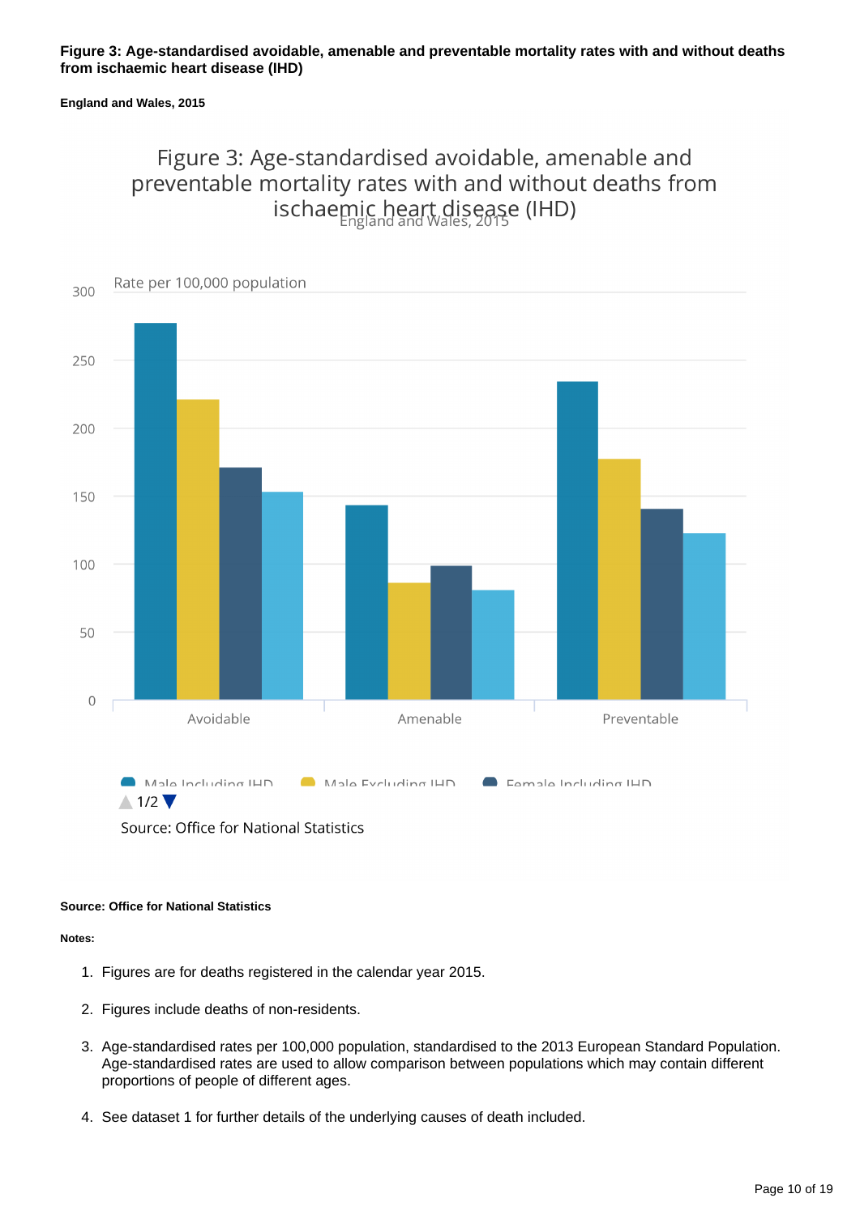**Figure 3: Age-standardised avoidable, amenable and preventable mortality rates with and without deaths from ischaemic heart disease (IHD)**

**England and Wales, 2015**

Figure 3: Age-standardised avoidable, amenable and preventable mortality rates with and without deaths from ischaemic heart disease (IHD)

England and Wales, 2015

Rate per 100,000 population

Male Including IHD | Male Excluding IHD | Female Including IHD

1/2

Source: Office for National Statistics

**Source: Office for National Statistics**

**Notes:**

1. Figures are for deaths registered in the calendar year 2015.

2. Figures include deaths of non-residents.

3. Age-standardised rates per 100,000 population, standardised to the 2013 European Standard Population. Age-standardised rates are used to allow comparison between populations which may contain different proportions of people of different ages.

4. See dataset 1 for further details of the underlying causes of death included.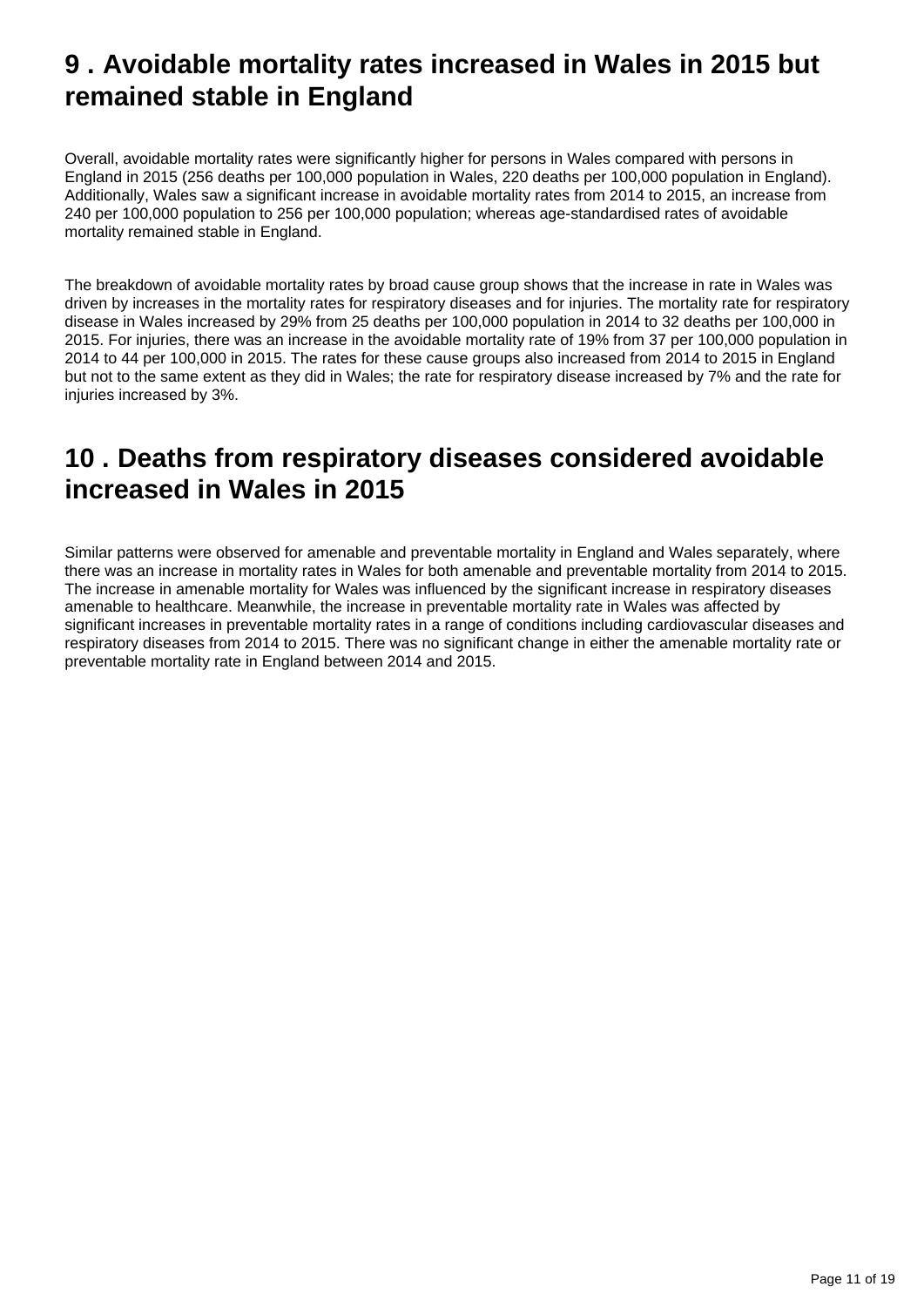## 9 . Avoidable mortality rates increased in Wales in 2015 but remained stable in England

Overall, avoidable mortality rates were significantly higher for persons in Wales compared with persons in England in 2015 (256 deaths per 100,000 population in Wales, 220 deaths per 100,000 population in England). Additionally, Wales saw a significant increase in avoidable mortality rates from 2014 to 2015, an increase from 240 per 100,000 population to 256 per 100,000 population; whereas age-standardised rates of avoidable mortality remained stable in England.

The breakdown of avoidable mortality rates by broad cause group shows that the increase in rate in Wales was driven by increases in the mortality rates for respiratory diseases and for injuries. The mortality rate for respiratory disease in Wales increased by 29% from 25 deaths per 100,000 population in 2014 to 32 deaths per 100,000 in 2015. For injuries, there was an increase in the avoidable mortality rate of 19% from 37 per 100,000 population in 2014 to 44 per 100,000 in 2015. The rates for these cause groups also increased from 2014 to 2015 in England but not to the same extent as they did in Wales; the rate for respiratory disease increased by 7% and the rate for injuries increased by 3%.

## 10 . Deaths from respiratory diseases considered avoidable increased in Wales in 2015

Similar patterns were observed for amenable and preventable mortality in England and Wales separately, where there was an increase in mortality rates in Wales for both amenable and preventable mortality from 2014 to 2015. The increase in amenable mortality for Wales was influenced by the significant increase in respiratory diseases amenable to healthcare. Meanwhile, the increase in preventable mortality rate in Wales was affected by significant increases in preventable mortality rates in a range of conditions including cardiovascular diseases and respiratory diseases from 2014 to 2015. There was no significant change in either the amenable mortality rate or preventable mortality rate in England between 2014 and 2015.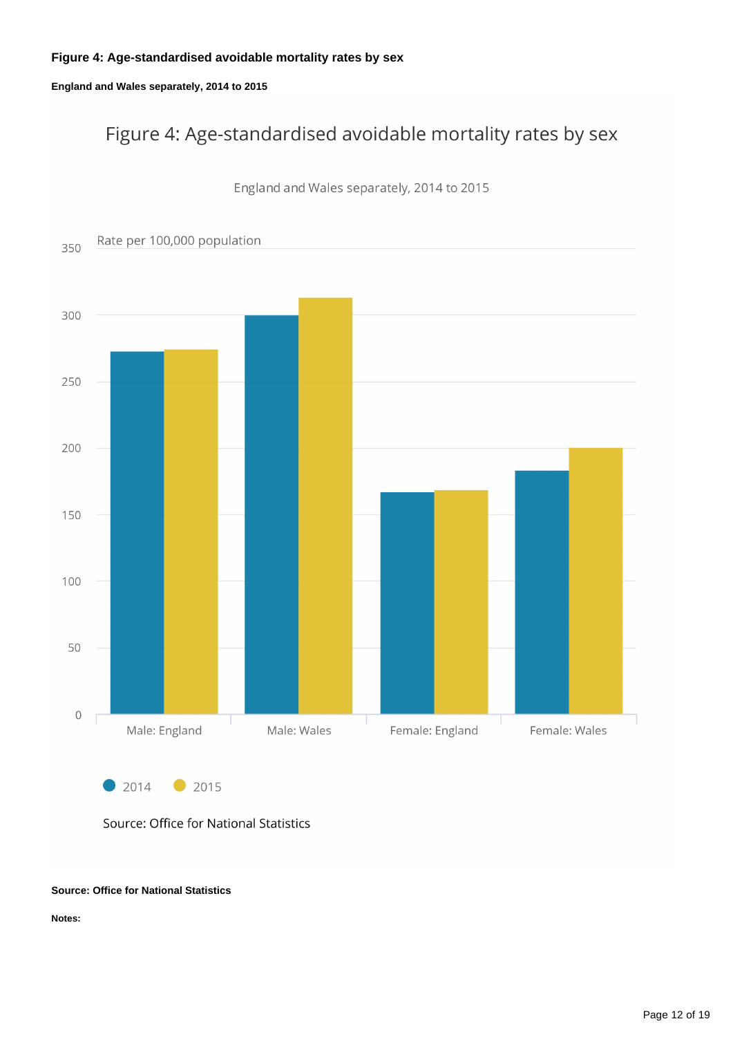**Figure 4: Age-standardised avoidable mortality rates by sex**

**England and Wales separately, 2014 to 2015**

Figure 4: Age-standardised avoidable mortality rates by sex

England and Wales separately, 2014 to 2015

Rate per 100,000 population

350
300
250
200
150
100
50
0

Male: England | Male: Wales | Female: England | Female: Wales

2014 2015

Source: Office for National Statistics

**Source: Office for National Statistics**

**Notes:**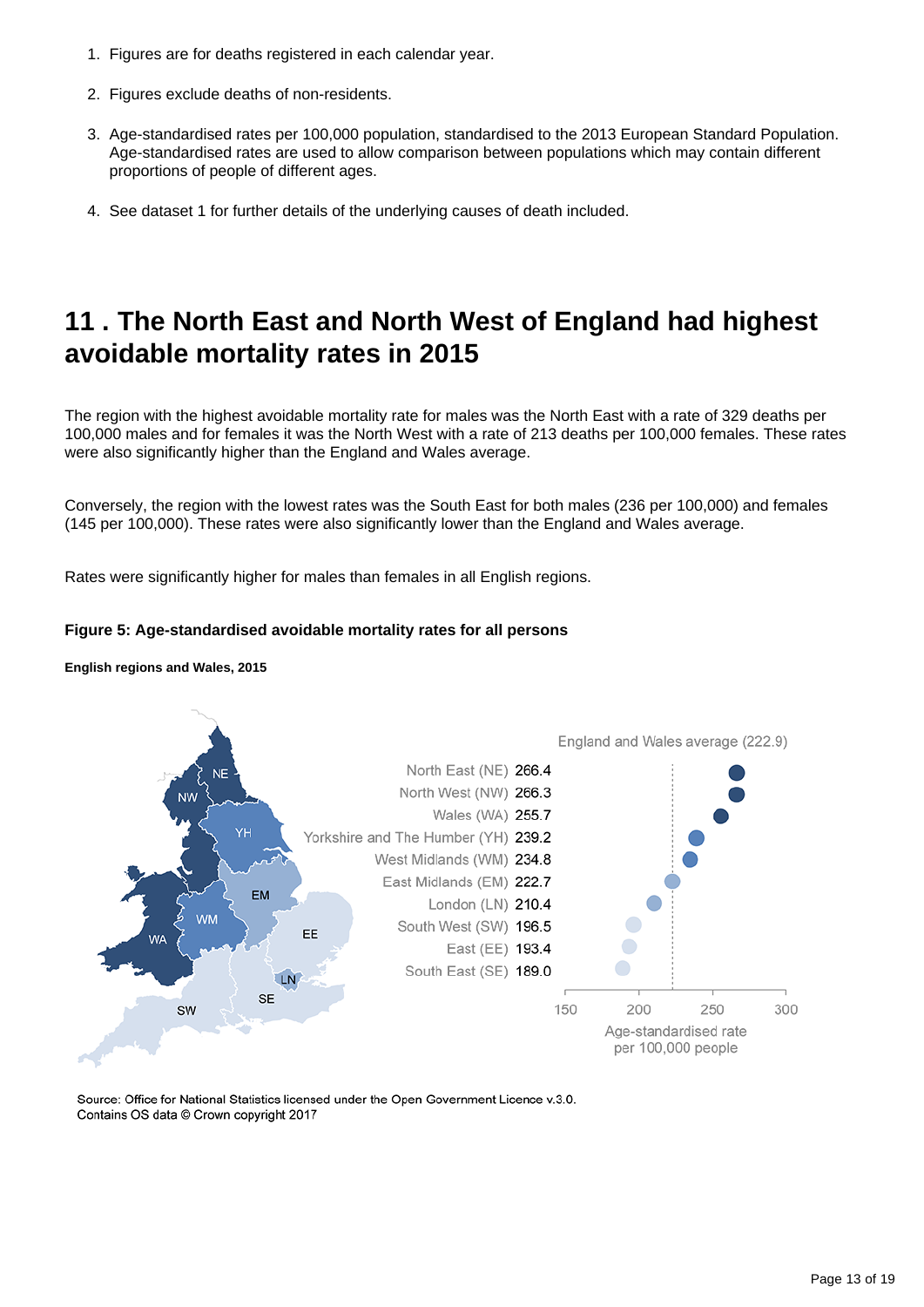1. Figures are for deaths registered in each calendar year.
2. Figures exclude deaths of non-residents.
3. Age-standardised rates per 100,000 population, standardised to the 2013 European Standard Population. Age-standardised rates are used to allow comparison between populations which may contain different proportions of people of different ages.
4. See dataset 1 for further details of the underlying causes of death included.

## 11 . The North East and North West of England had highest avoidable mortality rates in 2015

The region with the highest avoidable mortality rate for males was the North East with a rate of 329 deaths per 100,000 males and for females it was the North West with a rate of 213 deaths per 100,000 females. These rates were also significantly higher than the England and Wales average.

Conversely, the region with the lowest rates was the South East for both males (236 per 100,000) and females (145 per 100,000). These rates were also significantly lower than the England and Wales average.

Rates were significantly higher for males than females in all English regions.

#### Figure 5: Age-standardised avoidable mortality rates for all persons

##### English regions and Wales, 2015

England and Wales average (222.9)

| Region | Age-standardised rate per 100,000 people |
|---|---|
| North East (NE) | 266.4 |
| North West (NW) | 266.3 |
| Wales (WA) | 255.7 |
| Yorkshire and The Humber (YH) | 239.2 |
| West Midlands (WM) | 234.8 |
| East Midlands (EM) | 222.7 |
| London (LN) | 210.4 |
| South West (SW) | 196.5 |
| East (EE) | 193.4 |
| South East (SE) | 189.0 |

Source: Office for National Statistics licensed under the Open Government Licence v.3.0.
Contains OS data © Crown copyright 2017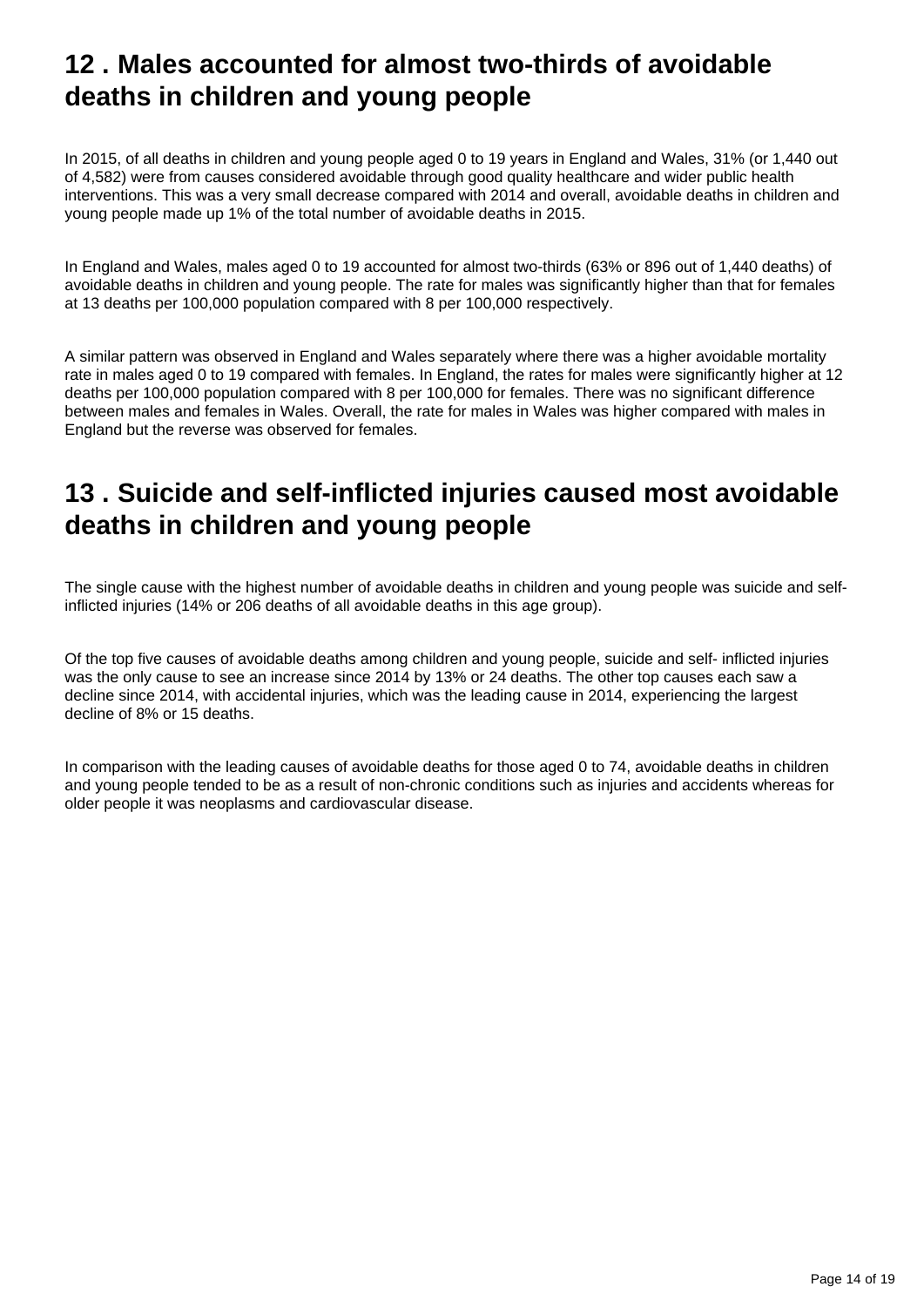## 12 . Males accounted for almost two-thirds of avoidable deaths in children and young people

In 2015, of all deaths in children and young people aged 0 to 19 years in England and Wales, 31% (or 1,440 out of 4,582) were from causes considered avoidable through good quality healthcare and wider public health interventions. This was a very small decrease compared with 2014 and overall, avoidable deaths in children and young people made up 1% of the total number of avoidable deaths in 2015.

In England and Wales, males aged 0 to 19 accounted for almost two-thirds (63% or 896 out of 1,440 deaths) of avoidable deaths in children and young people. The rate for males was significantly higher than that for females at 13 deaths per 100,000 population compared with 8 per 100,000 respectively.

A similar pattern was observed in England and Wales separately where there was a higher avoidable mortality rate in males aged 0 to 19 compared with females. In England, the rates for males were significantly higher at 12 deaths per 100,000 population compared with 8 per 100,000 for females. There was no significant difference between males and females in Wales. Overall, the rate for males in Wales was higher compared with males in England but the reverse was observed for females.

## 13 . Suicide and self-inflicted injuries caused most avoidable deaths in children and young people

The single cause with the highest number of avoidable deaths in children and young people was suicide and self-inflicted injuries (14% or 206 deaths of all avoidable deaths in this age group).

Of the top five causes of avoidable deaths among children and young people, suicide and self- inflicted injuries was the only cause to see an increase since 2014 by 13% or 24 deaths. The other top causes each saw a decline since 2014, with accidental injuries, which was the leading cause in 2014, experiencing the largest decline of 8% or 15 deaths.

In comparison with the leading causes of avoidable deaths for those aged 0 to 74, avoidable deaths in children and young people tended to be as a result of non-chronic conditions such as injuries and accidents whereas for older people it was neoplasms and cardiovascular disease.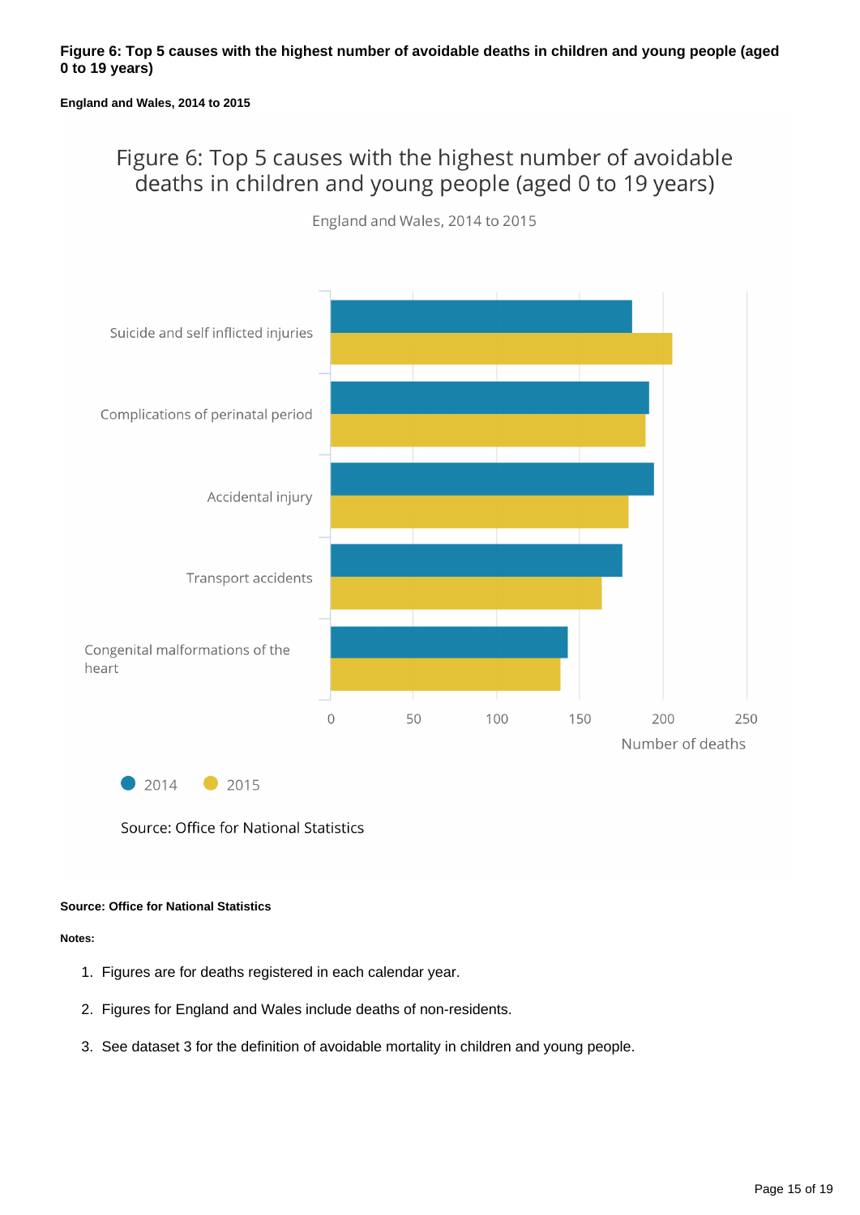**Figure 6: Top 5 causes with the highest number of avoidable deaths in children and young people (aged 0 to 19 years)**

**England and Wales, 2014 to 2015**

Figure 6: Top 5 causes with the highest number of avoidable deaths in children and young people (aged 0 to 19 years)

England and Wales, 2014 to 2015

Suicide and self inflicted injuries

Complications of perinatal period

Accidental injury

Transport accidents

Congenital malformations of the heart

0 50 100 150 200 250

Number of deaths

2014 2015

Source: Office for National Statistics

**Source: Office for National Statistics**

**Notes:**

1. Figures are for deaths registered in each calendar year.
2. Figures for England and Wales include deaths of non-residents.
3. See dataset 3 for the definition of avoidable mortality in children and young people.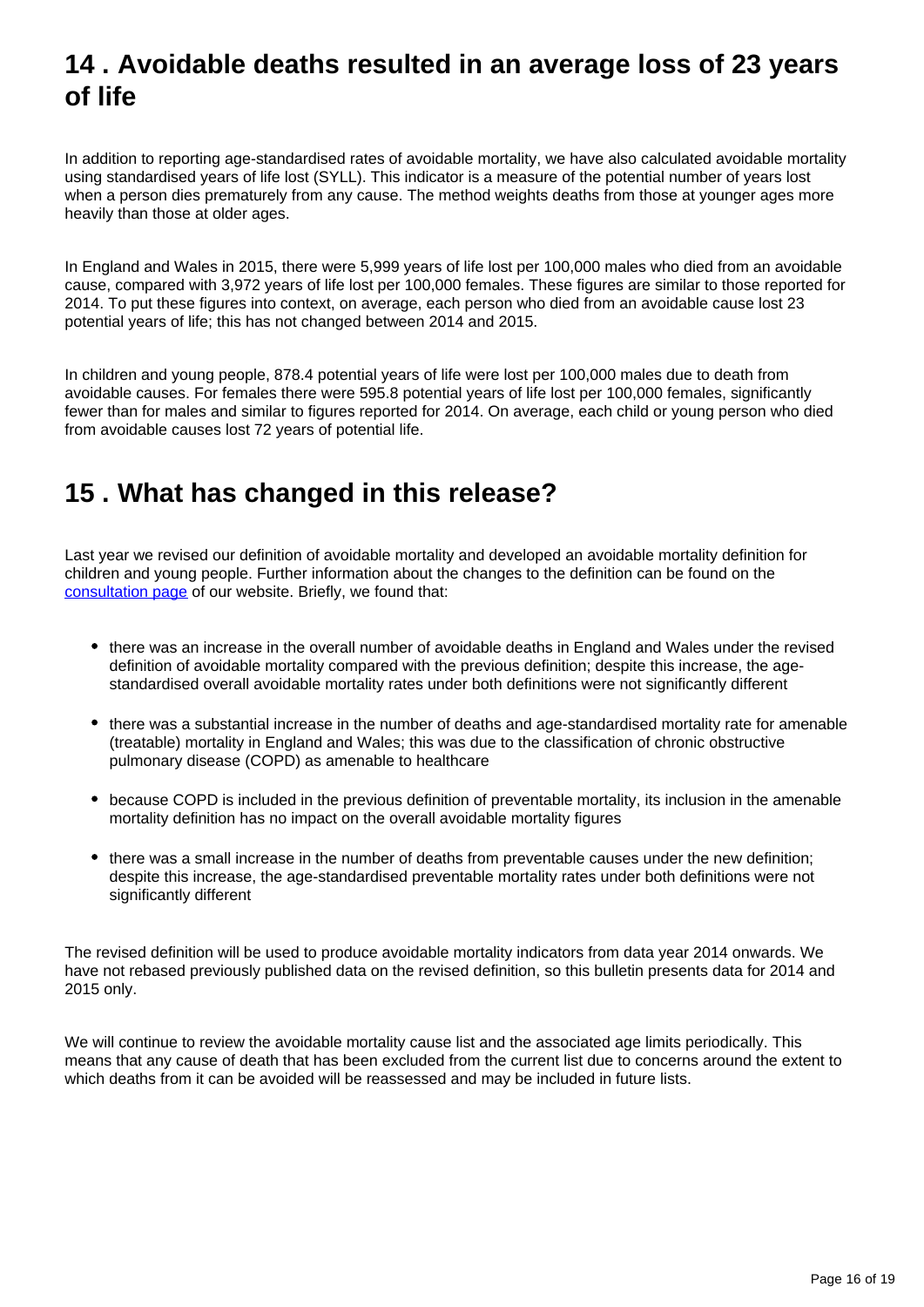## 14 . Avoidable deaths resulted in an average loss of 23 years of life

In addition to reporting age-standardised rates of avoidable mortality, we have also calculated avoidable mortality using standardised years of life lost (SYLL). This indicator is a measure of the potential number of years lost when a person dies prematurely from any cause. The method weights deaths from those at younger ages more heavily than those at older ages.

In England and Wales in 2015, there were 5,999 years of life lost per 100,000 males who died from an avoidable cause, compared with 3,972 years of life lost per 100,000 females. These figures are similar to those reported for 2014. To put these figures into context, on average, each person who died from an avoidable cause lost 23 potential years of life; this has not changed between 2014 and 2015.

In children and young people, 878.4 potential years of life were lost per 100,000 males due to death from avoidable causes. For females there were 595.8 potential years of life lost per 100,000 females, significantly fewer than for males and similar to figures reported for 2014. On average, each child or young person who died from avoidable causes lost 72 years of potential life.

## 15 . What has changed in this release?

Last year we revised our definition of avoidable mortality and developed an avoidable mortality definition for children and young people. Further information about the changes to the definition can be found on the [consultation page](#) of our website. Briefly, we found that:

- there was an increase in the overall number of avoidable deaths in England and Wales under the revised definition of avoidable mortality compared with the previous definition; despite this increase, the age-standardised overall avoidable mortality rates under both definitions were not significantly different
- there was a substantial increase in the number of deaths and age-standardised mortality rate for amenable (treatable) mortality in England and Wales; this was due to the classification of chronic obstructive pulmonary disease (COPD) as amenable to healthcare
- because COPD is included in the previous definition of preventable mortality, its inclusion in the amenable mortality definition has no impact on the overall avoidable mortality figures
- there was a small increase in the number of deaths from preventable causes under the new definition; despite this increase, the age-standardised preventable mortality rates under both definitions were not significantly different

The revised definition will be used to produce avoidable mortality indicators from data year 2014 onwards. We have not rebased previously published data on the revised definition, so this bulletin presents data for 2014 and 2015 only.

We will continue to review the avoidable mortality cause list and the associated age limits periodically. This means that any cause of death that has been excluded from the current list due to concerns around the extent to which deaths from it can be avoided will be reassessed and may be included in future lists.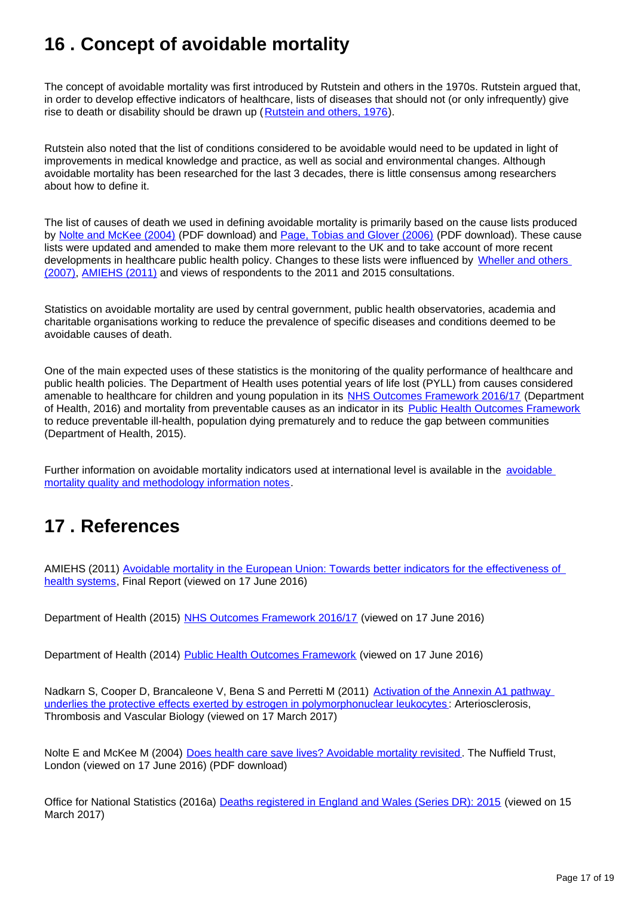## 16 . Concept of avoidable mortality

The concept of avoidable mortality was first introduced by Rutstein and others in the 1970s. Rutstein argued that, in order to develop effective indicators of healthcare, lists of diseases that should not (or only infrequently) give rise to death or disability should be drawn up (Rutstein and others, 1976).

Rutstein also noted that the list of conditions considered to be avoidable would need to be updated in light of improvements in medical knowledge and practice, as well as social and environmental changes. Although avoidable mortality has been researched for the last 3 decades, there is little consensus among researchers about how to define it.

The list of causes of death we used in defining avoidable mortality is primarily based on the cause lists produced by Nolte and McKee (2004) (PDF download) and Page, Tobias and Glover (2006) (PDF download). These cause lists were updated and amended to make them more relevant to the UK and to take account of more recent developments in healthcare public health policy. Changes to these lists were influenced by Wheller and others (2007), AMIEHS (2011) and views of respondents to the 2011 and 2015 consultations.

Statistics on avoidable mortality are used by central government, public health observatories, academia and charitable organisations working to reduce the prevalence of specific diseases and conditions deemed to be avoidable causes of death.

One of the main expected uses of these statistics is the monitoring of the quality performance of healthcare and public health policies. The Department of Health uses potential years of life lost (PYLL) from causes considered amenable to healthcare for children and young population in its NHS Outcomes Framework 2016/17 (Department of Health, 2016) and mortality from preventable causes as an indicator in its Public Health Outcomes Framework to reduce preventable ill-health, population dying prematurely and to reduce the gap between communities (Department of Health, 2015).

Further information on avoidable mortality indicators used at international level is available in the avoidable mortality quality and methodology information notes.

## 17 . References

AMIEHS (2011) Avoidable mortality in the European Union: Towards better indicators for the effectiveness of health systems, Final Report (viewed on 17 June 2016)

Department of Health (2015) NHS Outcomes Framework 2016/17 (viewed on 17 June 2016)

Department of Health (2014) Public Health Outcomes Framework (viewed on 17 June 2016)

Nadkarn S, Cooper D, Brancaleone V, Bena S and Perretti M (2011) Activation of the Annexin A1 pathway underlies the protective effects exerted by estrogen in polymorphonuclear leukocytes: Arteriosclerosis, Thrombosis and Vascular Biology (viewed on 17 March 2017)

Nolte E and McKee M (2004) Does health care save lives? Avoidable mortality revisited. The Nuffield Trust, London (viewed on 17 June 2016) (PDF download)

Office for National Statistics (2016a) Deaths registered in England and Wales (Series DR): 2015 (viewed on 15 March 2017)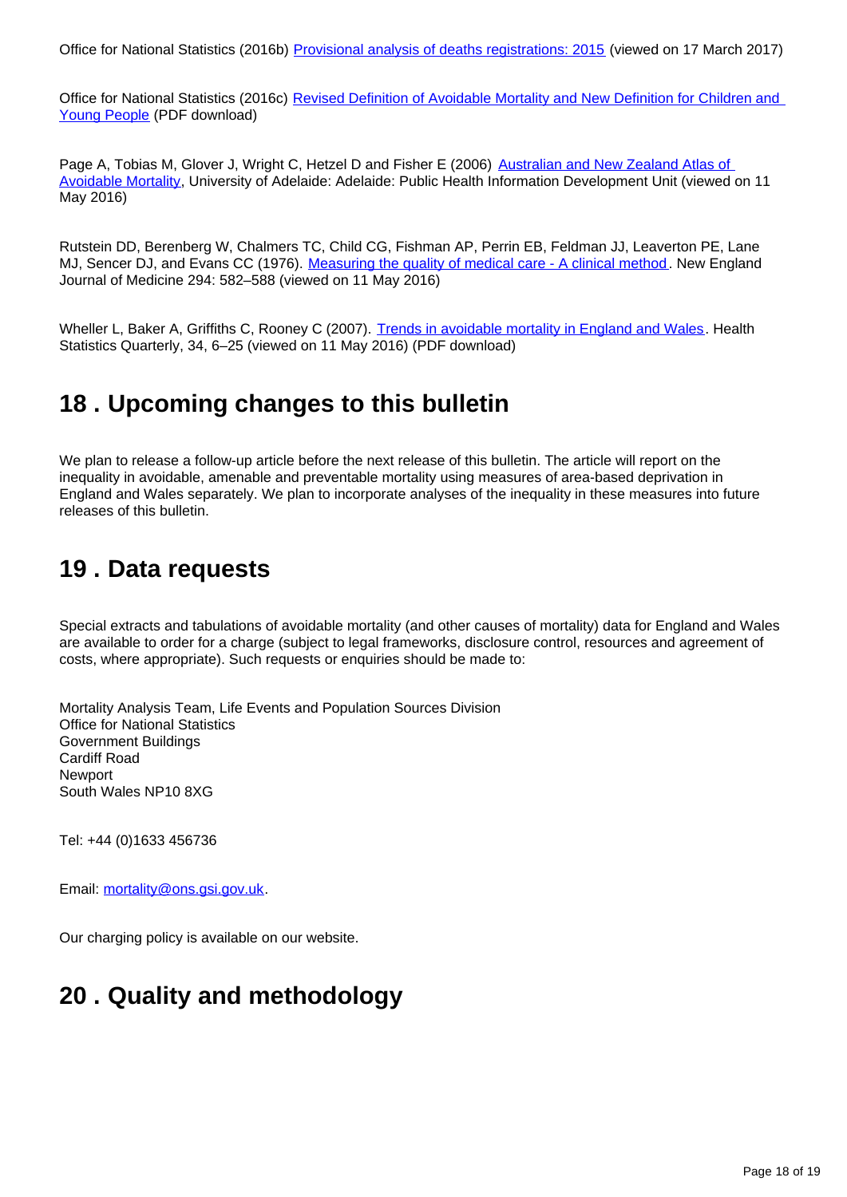Office for National Statistics (2016b) [Provisional analysis of deaths registrations: 2015](#) (viewed on 17 March 2017)

Office for National Statistics (2016c) [Revised Definition of Avoidable Mortality and New Definition for Children and Young People](#) (PDF download)

Page A, Tobias M, Glover J, Wright C, Hetzel D and Fisher E (2006) [Australian and New Zealand Atlas of Avoidable Mortality](#), University of Adelaide: Adelaide: Public Health Information Development Unit (viewed on 11 May 2016)

Rutstein DD, Berenberg W, Chalmers TC, Child CG, Fishman AP, Perrin EB, Feldman JJ, Leaverton PE, Lane MJ, Sencer DJ, and Evans CC (1976). [Measuring the quality of medical care - A clinical method](#). New England Journal of Medicine 294: 582–588 (viewed on 11 May 2016)

Wheller L, Baker A, Griffiths C, Rooney C (2007). [Trends in avoidable mortality in England and Wales](#). Health Statistics Quarterly, 34, 6–25 (viewed on 11 May 2016) (PDF download)

## 18 . Upcoming changes to this bulletin

We plan to release a follow-up article before the next release of this bulletin. The article will report on the inequality in avoidable, amenable and preventable mortality using measures of area-based deprivation in England and Wales separately. We plan to incorporate analyses of the inequality in these measures into future releases of this bulletin.

## 19 . Data requests

Special extracts and tabulations of avoidable mortality (and other causes of mortality) data for England and Wales are available to order for a charge (subject to legal frameworks, disclosure control, resources and agreement of costs, where appropriate). Such requests or enquiries should be made to:

Mortality Analysis Team, Life Events and Population Sources Division
Office for National Statistics
Government Buildings
Cardiff Road
Newport
South Wales NP10 8XG

Tel: +44 (0)1633 456736

Email: [mortality@ons.gsi.gov.uk](mailto:mortality@ons.gsi.gov.uk).

Our charging policy is available on our website.

## 20 . Quality and methodology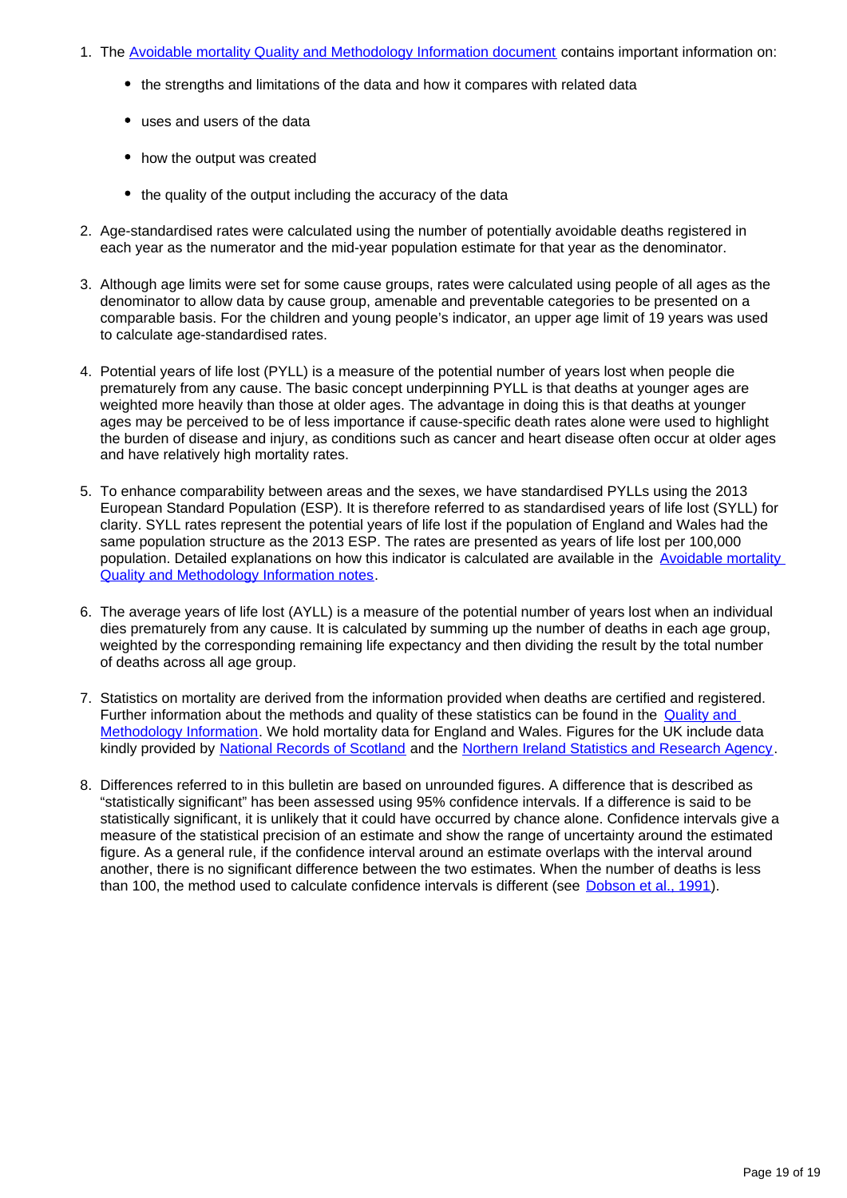1. The Avoidable mortality Quality and Methodology Information document contains important information on:

    - the strengths and limitations of the data and how it compares with related data
    - uses and users of the data
    - how the output was created
    - the quality of the output including the accuracy of the data

2. Age-standardised rates were calculated using the number of potentially avoidable deaths registered in each year as the numerator and the mid-year population estimate for that year as the denominator.

3. Although age limits were set for some cause groups, rates were calculated using people of all ages as the denominator to allow data by cause group, amenable and preventable categories to be presented on a comparable basis. For the children and young people's indicator, an upper age limit of 19 years was used to calculate age-standardised rates.

4. Potential years of life lost (PYLL) is a measure of the potential number of years lost when people die prematurely from any cause. The basic concept underpinning PYLL is that deaths at younger ages are weighted more heavily than those at older ages. The advantage in doing this is that deaths at younger ages may be perceived to be of less importance if cause-specific death rates alone were used to highlight the burden of disease and injury, as conditions such as cancer and heart disease often occur at older ages and have relatively high mortality rates.

5. To enhance comparability between areas and the sexes, we have standardised PYLLs using the 2013 European Standard Population (ESP). It is therefore referred to as standardised years of life lost (SYLL) for clarity. SYLL rates represent the potential years of life lost if the population of England and Wales had the same population structure as the 2013 ESP. The rates are presented as years of life lost per 100,000 population. Detailed explanations on how this indicator is calculated are available in the Avoidable mortality Quality and Methodology Information notes.

6. The average years of life lost (AYLL) is a measure of the potential number of years lost when an individual dies prematurely from any cause. It is calculated by summing up the number of deaths in each age group, weighted by the corresponding remaining life expectancy and then dividing the result by the total number of deaths across all age group.

7. Statistics on mortality are derived from the information provided when deaths are certified and registered. Further information about the methods and quality of these statistics can be found in the Quality and Methodology Information. We hold mortality data for England and Wales. Figures for the UK include data kindly provided by National Records of Scotland and the Northern Ireland Statistics and Research Agency.

8. Differences referred to in this bulletin are based on unrounded figures. A difference that is described as "statistically significant" has been assessed using 95% confidence intervals. If a difference is said to be statistically significant, it is unlikely that it could have occurred by chance alone. Confidence intervals give a measure of the statistical precision of an estimate and show the range of uncertainty around the estimated figure. As a general rule, if the confidence interval around an estimate overlaps with the interval around another, there is no significant difference between the two estimates. When the number of deaths is less than 100, the method used to calculate confidence intervals is different (see Dobson et al., 1991).